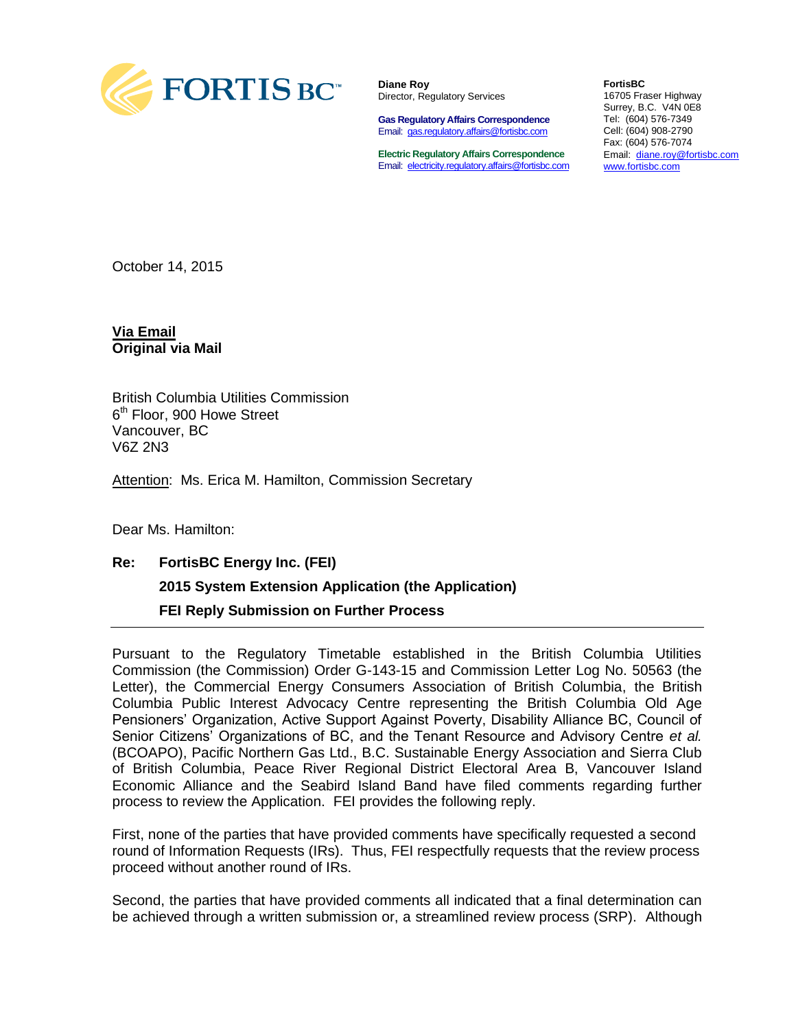FORTIS BC™

**Diane Roy**
Director, Regulatory Services

**Gas Regulatory Affairs Correspondence**
Email: gas.regulatory.affairs@fortisbc.com

**Electric Regulatory Affairs Correspondence**
Email: electricity.regulatory.affairs@fortisbc.com

**FortisBC**
16705 Fraser Highway
Surrey, B.C. V4N 0E8
Tel: (604) 576-7349
Cell: (604) 908-2790
Fax: (604) 576-7074
Email: diane.roy@fortisbc.com
www.fortisbc.com

October 14, 2015

**Via Email**
**Original via Mail**

British Columbia Utilities Commission
6th Floor, 900 Howe Street
Vancouver, BC
V6Z 2N3

Attention: Ms. Erica M. Hamilton, Commission Secretary

Dear Ms. Hamilton:

**Re: FortisBC Energy Inc. (FEI)**

**2015 System Extension Application (the Application)**

**FEI Reply Submission on Further Process**

Pursuant to the Regulatory Timetable established in the British Columbia Utilities Commission (the Commission) Order G-143-15 and Commission Letter Log No. 50563 (the Letter), the Commercial Energy Consumers Association of British Columbia, the British Columbia Public Interest Advocacy Centre representing the British Columbia Old Age Pensioners' Organization, Active Support Against Poverty, Disability Alliance BC, Council of Senior Citizens' Organizations of BC, and the Tenant Resource and Advisory Centre *et al.* (BCOAPO), Pacific Northern Gas Ltd., B.C. Sustainable Energy Association and Sierra Club of British Columbia, Peace River Regional District Electoral Area B, Vancouver Island Economic Alliance and the Seabird Island Band have filed comments regarding further process to review the Application. FEI provides the following reply.

First, none of the parties that have provided comments have specifically requested a second round of Information Requests (IRs). Thus, FEI respectfully requests that the review process proceed without another round of IRs.

Second, the parties that have provided comments all indicated that a final determination can be achieved through a written submission or, a streamlined review process (SRP). Although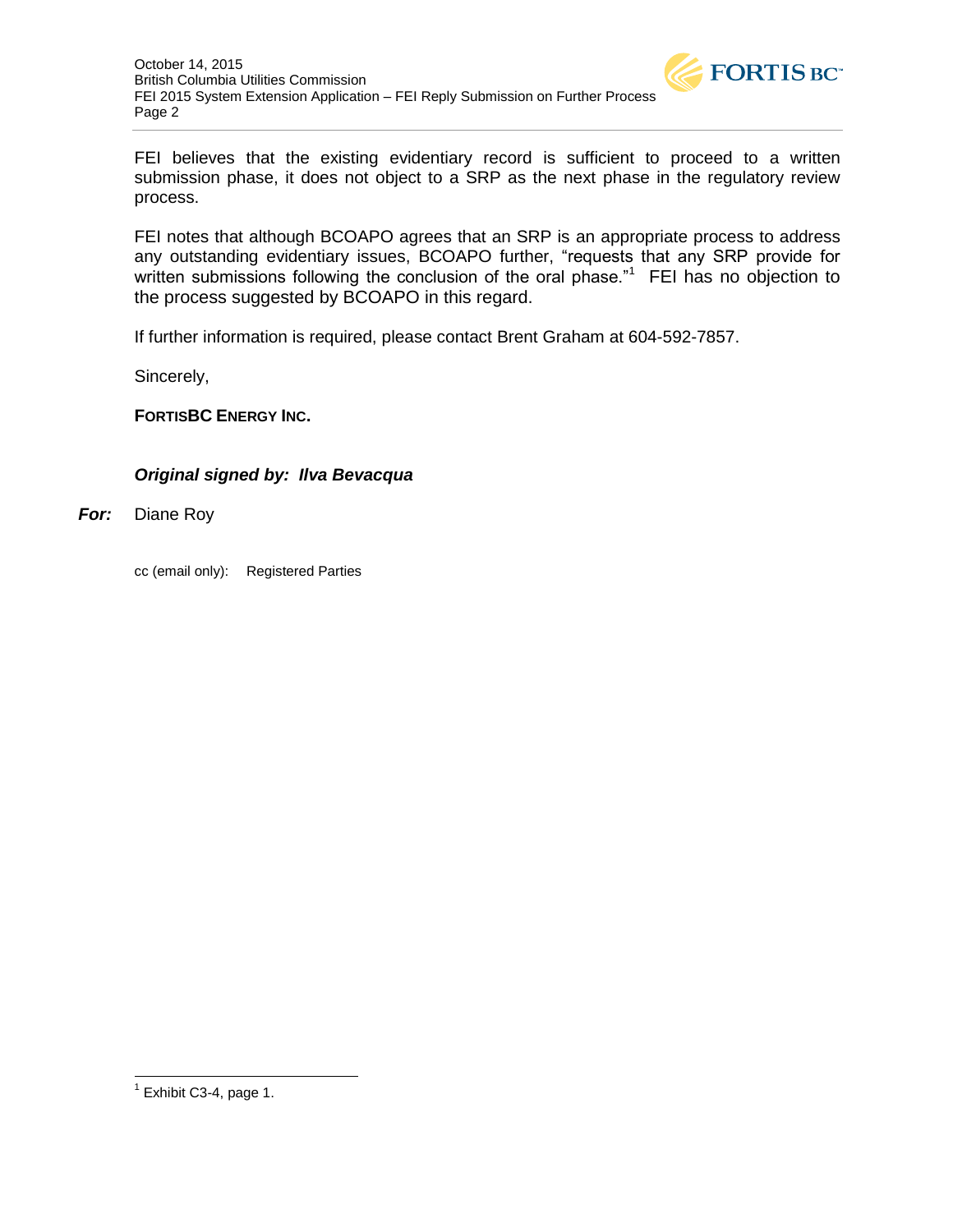FEI believes that the existing evidentiary record is sufficient to proceed to a written submission phase, it does not object to a SRP as the next phase in the regulatory review process.

FEI notes that although BCOAPO agrees that an SRP is an appropriate process to address any outstanding evidentiary issues, BCOAPO further, "requests that any SRP provide for written submissions following the conclusion of the oral phase."[1] FEI has no objection to the process suggested by BCOAPO in this regard.

If further information is required, please contact Brent Graham at 604-592-7857.

Sincerely,

**FORTISBC ENERGY INC.**

***Original signed by: Ilva Bevacqua***

***For:*** Diane Roy

cc (email only): Registered Parties

---

[1] Exhibit C3-4, page 1.